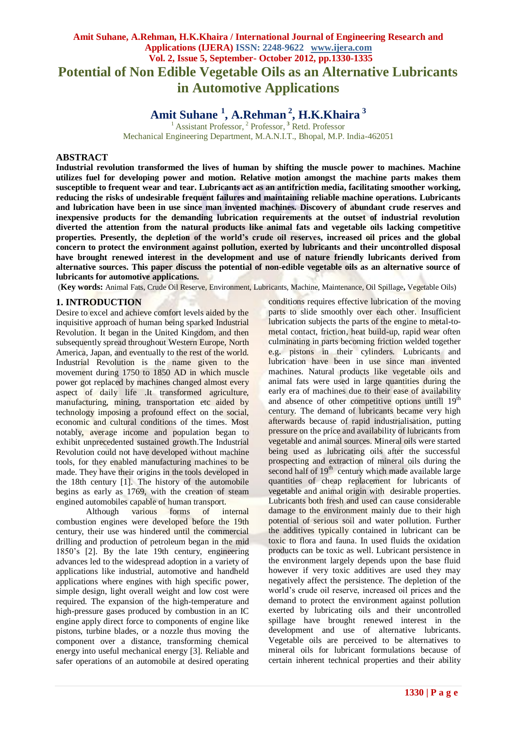# Potential of Non Edible Vegetable Oils as an Alternative Lubricants in Automotive Applications

**Amit Suhane [1], A.Rehman [2], H.K.Khaira [3]**

[1] Assistant Professor, [2] Professor, [3] Retd. Professor
Mechanical Engineering Department, M.A.N.I.T., Bhopal, M.P. India-462051

## ABSTRACT

**Industrial revolution transformed the lives of human by shifting the muscle power to machines. Machine utilizes fuel for developing power and motion. Relative motion amongst the machine parts makes them susceptible to frequent wear and tear. Lubricants act as an antifriction media, facilitating smoother working, reducing the risks of undesirable frequent failures and maintaining reliable machine operations. Lubricants and lubrication have been in use since man invented machines. Discovery of abundant crude reserves and inexpensive products for the demanding lubrication requirements at the outset of industrial revolution diverted the attention from the natural products like animal fats and vegetable oils lacking competitive properties. Presently, the depletion of the world's crude oil reserves, increased oil prices and the global concern to protect the environment against pollution, exerted by lubricants and their uncontrolled disposal have brought renewed interest in the development and use of nature friendly lubricants derived from alternative sources. This paper discuss the potential of non-edible vegetable oils as an alternative source of lubricants for automotive applications.**

(**Key words:** Animal Fats, Crude Oil Reserve, Environment, Lubricants, Machine, Maintenance, Oil Spillage, Vegetable Oils)

## 1. INTRODUCTION

Desire to excel and achieve comfort levels aided by the inquisitive approach of human being sparked Industrial Revolution. It began in the United Kingdom, and then subsequently spread throughout Western Europe, North America, Japan, and eventually to the rest of the world. Industrial Revolution is the name given to the movement during 1750 to 1850 AD in which muscle power got replaced by machines changed almost every aspect of daily life .It transformed agriculture, manufacturing, mining, transportation etc aided by technology imposing a profound effect on the social, economic and cultural conditions of the times. Most notably, average income and population began to exhibit unprecedented sustained growth.The Industrial Revolution could not have developed without machine tools, for they enabled manufacturing machines to be made. They have their origins in the tools developed in the 18th century [1]. The history of the automobile begins as early as 1769, with the creation of steam engined automobiles capable of human transport.

Although various forms of internal combustion engines were developed before the 19th century, their use was hindered until the commercial drilling and production of petroleum began in the mid 1850's [2]. By the late 19th century, engineering advances led to the widespread adoption in a variety of applications like industrial, automotive and handheld applications where engines with high specific power, simple design, light overall weight and low cost were required. The expansion of the high-temperature and high-pressure gases produced by combustion in an IC engine apply direct force to components of engine like pistons, turbine blades, or a nozzle thus moving the component over a distance, transforming chemical energy into useful mechanical energy [3]. Reliable and safer operations of an automobile at desired operating conditions requires effective lubrication of the moving parts to slide smoothly over each other. Insufficient lubrication subjects the parts of the engine to metal-to-metal contact, friction, heat build-up, rapid wear often culminating in parts becoming friction welded together e.g. pistons in their cylinders. Lubricants and lubrication have been in use since man invented machines. Natural products like vegetable oils and animal fats were used in large quantities during the early era of machines due to their ease of availability and absence of other competitive options untill 19$^{th}$ century. The demand of lubricants became very high afterwards because of rapid industrialisation, putting pressure on the price and availability of lubricants from vegetable and animal sources. Mineral oils were started being used as lubricating oils after the successful prospecting and extraction of mineral oils during the second half of 19$^{th}$ century which made available large quantities of cheap replacement for lubricants of vegetable and animal origin with desirable properties. Lubricants both fresh and used can cause considerable damage to the environment mainly due to their high potential of serious soil and water pollution. Further the additives typically contained in lubricant can be toxic to flora and fauna. In used fluids the oxidation products can be toxic as well. Lubricant persistence in the environment largely depends upon the base fluid however if very toxic additives are used they may negatively affect the persistence. The depletion of the world's crude oil reserve, increased oil prices and the demand to protect the environment against pollution exerted by lubricating oils and their uncontrolled spillage have brought renewed interest in the development and use of alternative lubricants. Vegetable oils are perceived to be alternatives to mineral oils for lubricant formulations because of certain inherent technical properties and their ability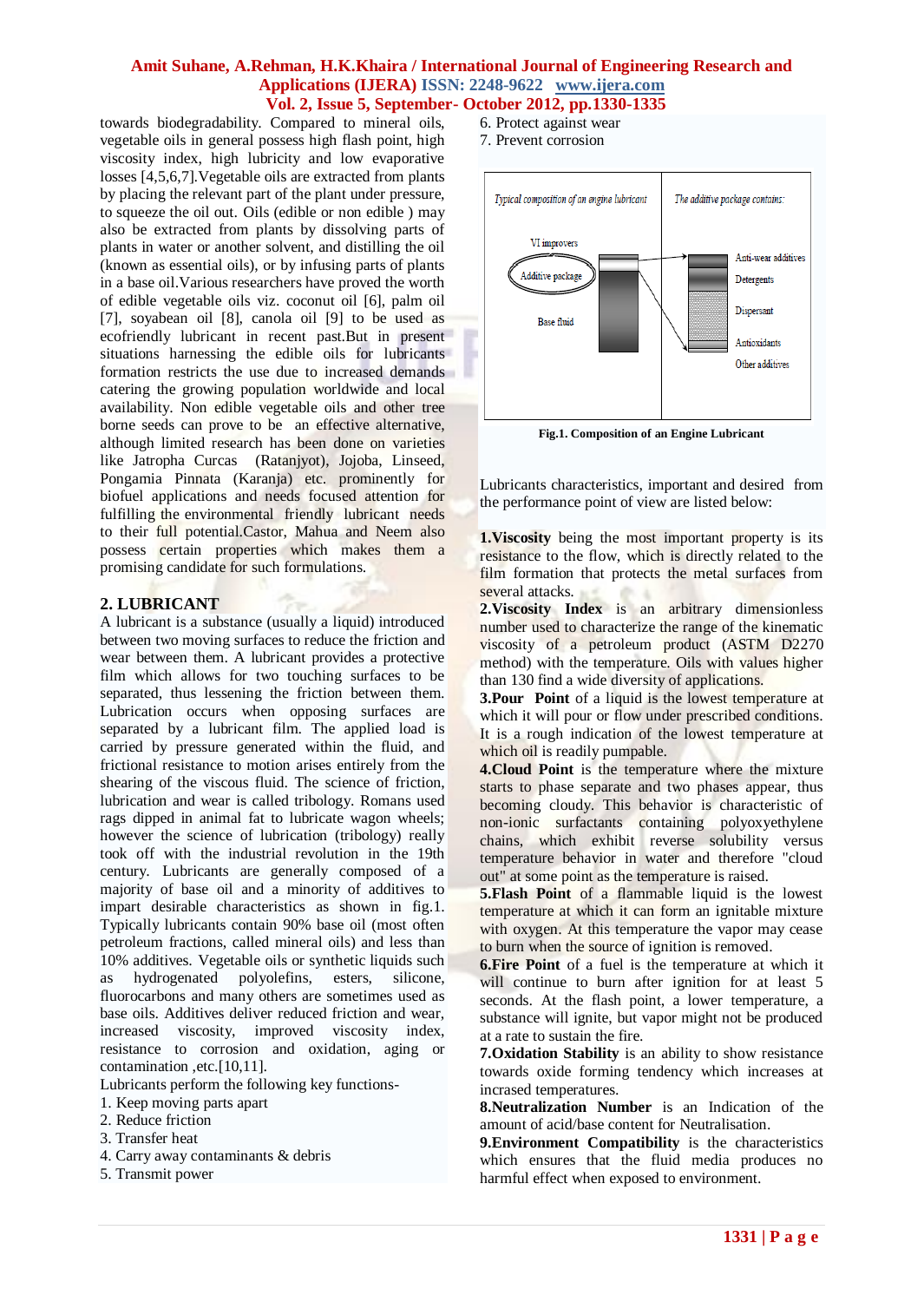towards biodegradability. Compared to mineral oils, vegetable oils in general possess high flash point, high viscosity index, high lubricity and low evaporative losses [4,5,6,7].Vegetable oils are extracted from plants by placing the relevant part of the plant under pressure, to squeeze the oil out. Oils (edible or non edible ) may also be extracted from plants by dissolving parts of plants in water or another solvent, and distilling the oil (known as essential oils), or by infusing parts of plants in a base oil.Various researchers have proved the worth of edible vegetable oils viz. coconut oil [6], palm oil [7], soyabean oil [8], canola oil [9] to be used as ecofriendly lubricant in recent past.But in present situations harnessing the edible oils for lubricants formation restricts the use due to increased demands catering the growing population worldwide and local availability. Non edible vegetable oils and other tree borne seeds can prove to be an effective alternative, although limited research has been done on varieties like Jatropha Curcas (Ratanjyot), Jojoba, Linseed, Pongamia Pinnata (Karanja) etc. prominently for biofuel applications and needs focused attention for fulfilling the environmental friendly lubricant needs to their full potential.Castor, Mahua and Neem also possess certain properties which makes them a promising candidate for such formulations.

## 2. LUBRICANT

A lubricant is a substance (usually a liquid) introduced between two moving surfaces to reduce the friction and wear between them. A lubricant provides a protective film which allows for two touching surfaces to be separated, thus lessening the friction between them. Lubrication occurs when opposing surfaces are separated by a lubricant film. The applied load is carried by pressure generated within the fluid, and frictional resistance to motion arises entirely from the shearing of the viscous fluid. The science of friction, lubrication and wear is called tribology. Romans used rags dipped in animal fat to lubricate wagon wheels; however the science of lubrication (tribology) really took off with the industrial revolution in the 19th century. Lubricants are generally composed of a majority of base oil and a minority of additives to impart desirable characteristics as shown in fig.1. Typically lubricants contain 90% base oil (most often petroleum fractions, called mineral oils) and less than 10% additives. Vegetable oils or synthetic liquids such as hydrogenated polyolefins, esters, silicone, fluorocarbons and many others are sometimes used as base oils. Additives deliver reduced friction and wear, increased viscosity, improved viscosity index, resistance to corrosion and oxidation, aging or contamination ,etc.[10,11].

Lubricants perform the following key functions-

1. Keep moving parts apart
2. Reduce friction
3. Transfer heat
4. Carry away contaminants & debris
5. Transmit power
6. Protect against wear
7. Prevent corrosion

**Fig.1. Composition of an Engine Lubricant**

Lubricants characteristics, important and desired from the performance point of view are listed below:

**1.Viscosity** being the most important property is its resistance to the flow, which is directly related to the film formation that protects the metal surfaces from several attacks.

**2.Viscosity Index** is an arbitrary dimensionless number used to characterize the range of the kinematic viscosity of a petroleum product (ASTM D2270 method) with the temperature. Oils with values higher than 130 find a wide diversity of applications.

**3.Pour Point** of a liquid is the lowest temperature at which it will pour or flow under prescribed conditions. It is a rough indication of the lowest temperature at which oil is readily pumpable.

**4.Cloud Point** is the temperature where the mixture starts to phase separate and two phases appear, thus becoming cloudy. This behavior is characteristic of non-ionic surfactants containing polyoxyethylene chains, which exhibit reverse solubility versus temperature behavior in water and therefore "cloud out" at some point as the temperature is raised.

**5.Flash Point** of a flammable liquid is the lowest temperature at which it can form an ignitable mixture with oxygen. At this temperature the vapor may cease to burn when the source of ignition is removed.

**6.Fire Point** of a fuel is the temperature at which it will continue to burn after ignition for at least 5 seconds. At the flash point, a lower temperature, a substance will ignite, but vapor might not be produced at a rate to sustain the fire.

**7.Oxidation Stability** is an ability to show resistance towards oxide forming tendency which increases at incrased temperatures.

**8.Neutralization Number** is an Indication of the amount of acid/base content for Neutralisation.

**9.Environment Compatibility** is the characteristics which ensures that the fluid media produces no harmful effect when exposed to environment.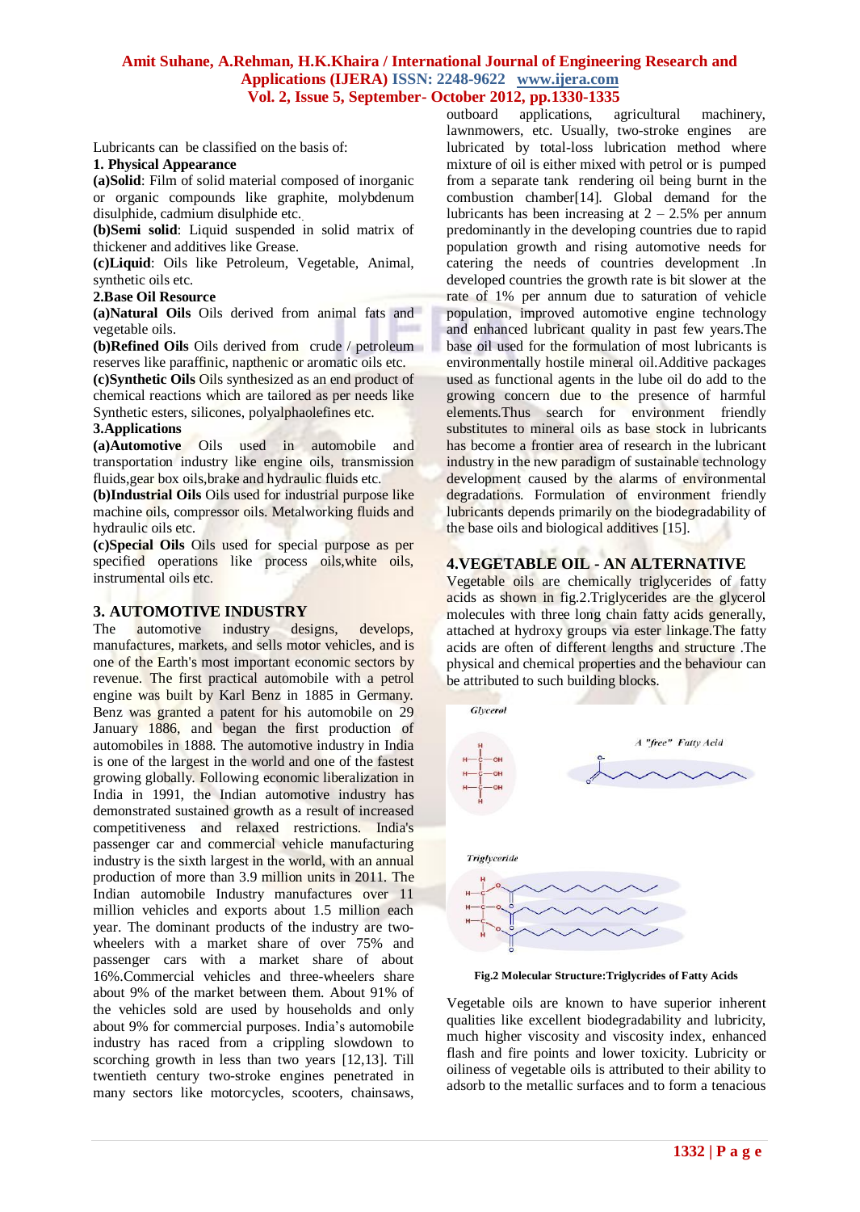Lubricants can be classified on the basis of:

**1. Physical Appearance**

**(a)Solid**: Film of solid material composed of inorganic or organic compounds like graphite, molybdenum disulphide, cadmium disulphide etc.

**(b)Semi solid**: Liquid suspended in solid matrix of thickener and additives like Grease.

**(c)Liquid**: Oils like Petroleum, Vegetable, Animal, synthetic oils etc.

**2.Base Oil Resource**

**(a)Natural Oils** Oils derived from animal fats and vegetable oils.

**(b)Refined Oils** Oils derived from crude / petroleum reserves like paraffinic, napthenic or aromatic oils etc.

**(c)Synthetic Oils** Oils synthesized as an end product of chemical reactions which are tailored as per needs like Synthetic esters, silicones, polyalphaolefines etc.

**3.Applications**

**(a)Automotive** Oils used in automobile and transportation industry like engine oils, transmission fluids,gear box oils,brake and hydraulic fluids etc.

**(b)Industrial Oils** Oils used for industrial purpose like machine oils, compressor oils. Metalworking fluids and hydraulic oils etc.

**(c)Special Oils** Oils used for special purpose as per specified operations like process oils,white oils, instrumental oils etc.

## 3. AUTOMOTIVE INDUSTRY

The automotive industry designs, develops, manufactures, markets, and sells motor vehicles, and is one of the Earth's most important economic sectors by revenue. The first practical automobile with a petrol engine was built by Karl Benz in 1885 in Germany. Benz was granted a patent for his automobile on 29 January 1886, and began the first production of automobiles in 1888. The automotive industry in India is one of the largest in the world and one of the fastest growing globally. Following economic liberalization in India in 1991, the Indian automotive industry has demonstrated sustained growth as a result of increased competitiveness and relaxed restrictions. India's passenger car and commercial vehicle manufacturing industry is the sixth largest in the world, with an annual production of more than 3.9 million units in 2011. The Indian automobile Industry manufactures over 11 million vehicles and exports about 1.5 million each year. The dominant products of the industry are two-wheelers with a market share of over 75% and passenger cars with a market share of about 16%.Commercial vehicles and three-wheelers share about 9% of the market between them. About 91% of the vehicles sold are used by households and only about 9% for commercial purposes. India's automobile industry has raced from a crippling slowdown to scorching growth in less than two years [12,13]. Till twentieth century two-stroke engines penetrated in many sectors like motorcycles, scooters, chainsaws, outboard applications, agricultural machinery, lawnmowers, etc. Usually, two-stroke engines are lubricated by total-loss lubrication method where mixture of oil is either mixed with petrol or is pumped from a separate tank rendering oil being burnt in the combustion chamber[14]. Global demand for the lubricants has been increasing at 2 – 2.5% per annum predominantly in the developing countries due to rapid population growth and rising automotive needs for catering the needs of countries development .In developed countries the growth rate is bit slower at the rate of 1% per annum due to saturation of vehicle population, improved automotive engine technology and enhanced lubricant quality in past few years.The base oil used for the formulation of most lubricants is environmentally hostile mineral oil.Additive packages used as functional agents in the lube oil do add to the growing concern due to the presence of harmful elements.Thus search for environment friendly substitutes to mineral oils as base stock in lubricants has become a frontier area of research in the lubricant industry in the new paradigm of sustainable technology development caused by the alarms of environmental degradations. Formulation of environment friendly lubricants depends primarily on the biodegradability of the base oils and biological additives [15].

## 4.VEGETABLE OIL - AN ALTERNATIVE

Vegetable oils are chemically triglycerides of fatty acids as shown in fig.2.Triglycerides are the glycerol molecules with three long chain fatty acids generally, attached at hydroxy groups via ester linkage.The fatty acids are often of different lengths and structure .The physical and chemical properties and the behaviour can be attributed to such building blocks.

**Fig.2 Molecular Structure:Triglycrides of Fatty Acids**

Vegetable oils are known to have superior inherent qualities like excellent biodegradability and lubricity, much higher viscosity and viscosity index, enhanced flash and fire points and lower toxicity. Lubricity or oiliness of vegetable oils is attributed to their ability to adsorb to the metallic surfaces and to form a tenacious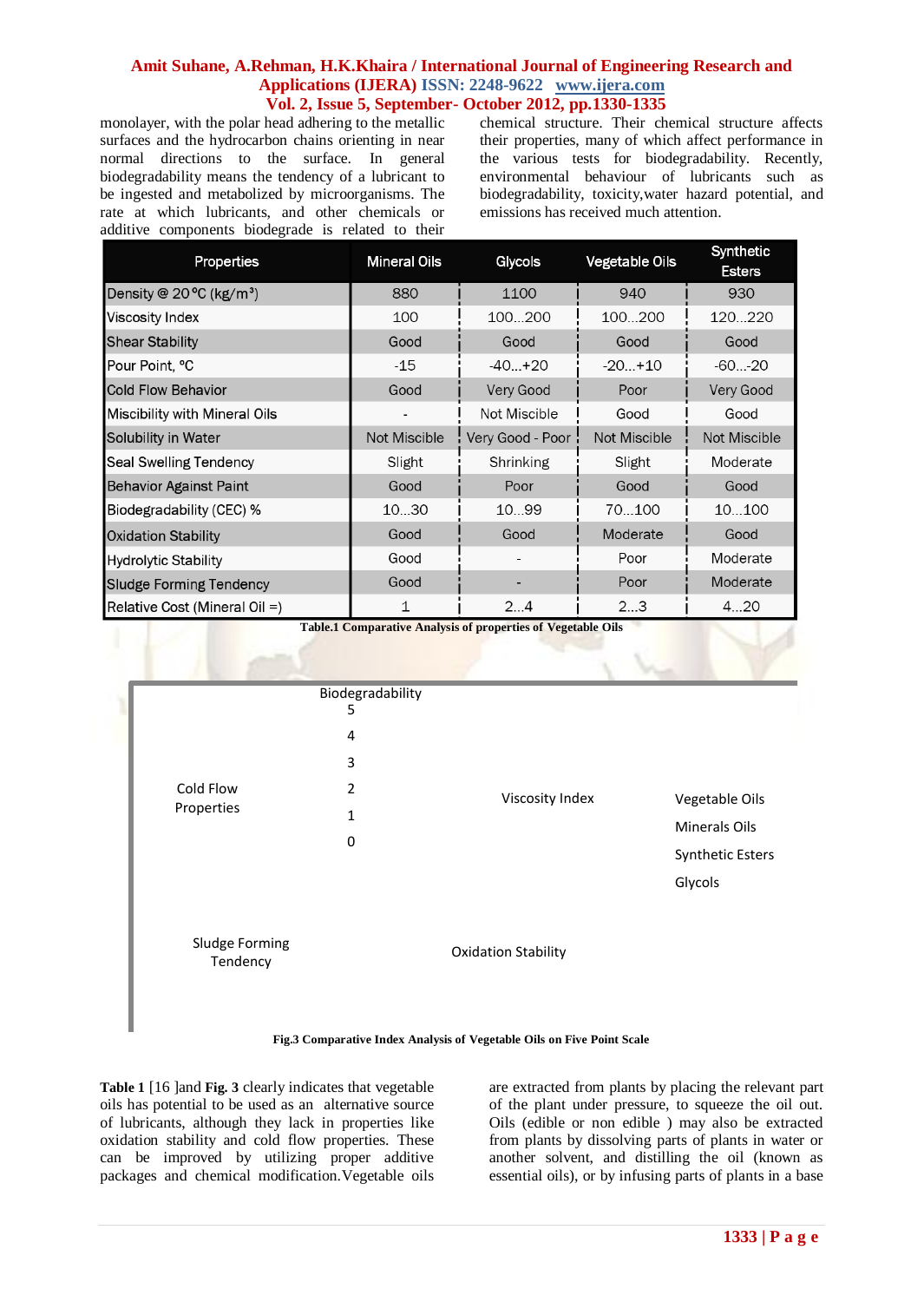monolayer, with the polar head adhering to the metallic surfaces and the hydrocarbon chains orienting in near normal directions to the surface. In general biodegradability means the tendency of a lubricant to be ingested and metabolized by microorganisms. The rate at which lubricants, and other chemicals or additive components biodegrade is related to their chemical structure. Their chemical structure affects their properties, many of which affect performance in the various tests for biodegradability. Recently, environmental behaviour of lubricants such as biodegradability, toxicity,water hazard potential, and emissions has received much attention.

| Properties | Mineral Oils | Glycols | Vegetable Oils | Synthetic Esters |
|---|---|---|---|---|
| Density @ 20 °C (kg/m³) | 880 | 1100 | 940 | 930 |
| Viscosity Index | 100 | 100...200 | 100...200 | 120...220 |
| Shear Stability | Good | Good | Good | Good |
| Pour Point, °C | -15 | -40...+20 | -20...+10 | -60...-20 |
| Cold Flow Behavior | Good | Very Good | Poor | Very Good |
| Miscibility with Mineral Oils | - | Not Miscible | Good | Good |
| Solubility in Water | Not Miscible | Very Good - Poor | Not Miscible | Not Miscible |
| Seal Swelling Tendency | Slight | Shrinking | Slight | Moderate |
| Behavior Against Paint | Good | Poor | Good | Good |
| Biodegradability (CEC) % | 10...30 | 10...99 | 70...100 | 10...100 |
| Oxidation Stability | Good | Good | Moderate | Good |
| Hydrolytic Stability | Good | - | Poor | Moderate |
| Sludge Forming Tendency | Good | - | Poor | Moderate |
| Relative Cost (Mineral Oil =) | 1 | 2...4 | 2...3 | 4...20 |

**Table.1 Comparative Analysis of properties of Vegetable Oils**

Biodegradability
5
4
3
2
1
0

Cold Flow Properties

Viscosity Index

Sludge Forming Tendency

Oxidation Stability

Vegetable Oils
Minerals Oils
Synthetic Esters
Glycols

**Fig.3 Comparative Index Analysis of Vegetable Oils on Five Point Scale**

**Table 1** [16 ]and **Fig. 3** clearly indicates that vegetable oils has potential to be used as an alternative source of lubricants, although they lack in properties like oxidation stability and cold flow properties. These can be improved by utilizing proper additive packages and chemical modification.Vegetable oils are extracted from plants by placing the relevant part of the plant under pressure, to squeeze the oil out. Oils (edible or non edible ) may also be extracted from plants by dissolving parts of plants in water or another solvent, and distilling the oil (known as essential oils), or by infusing parts of plants in a base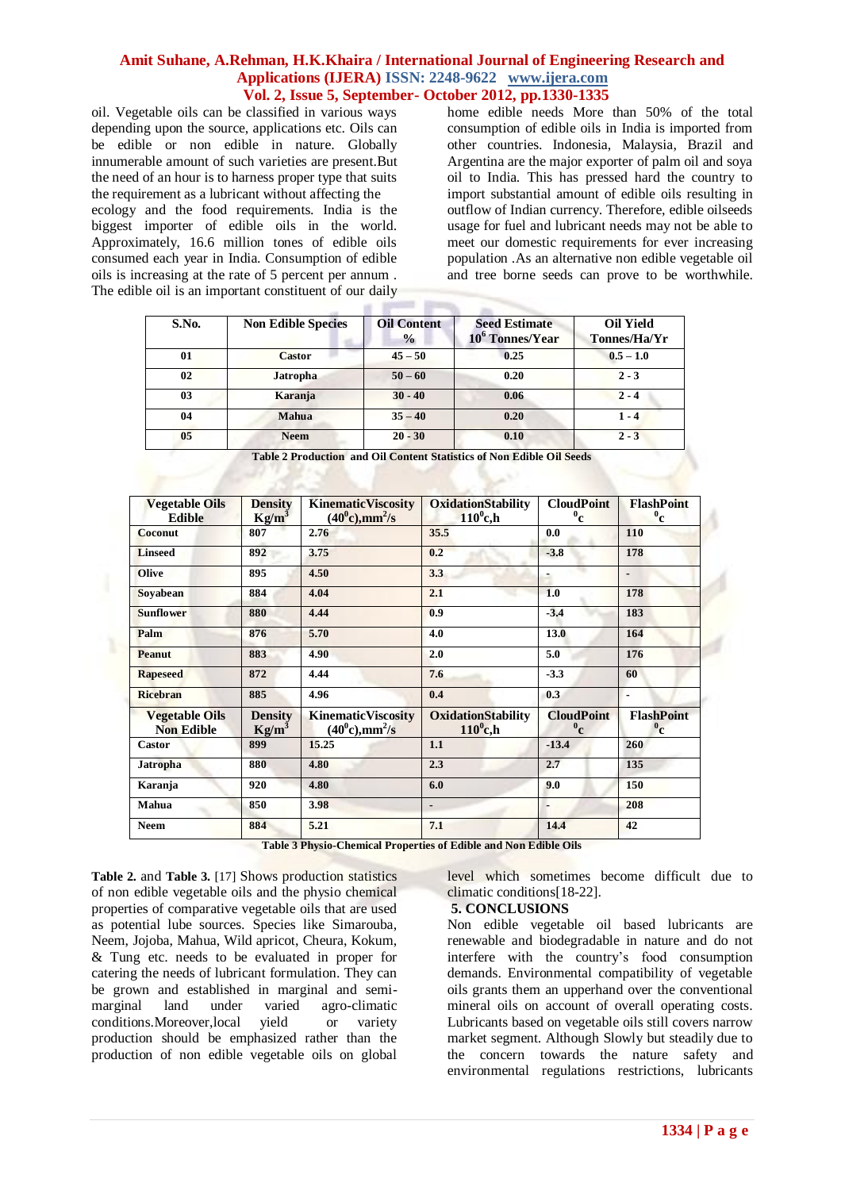oil. Vegetable oils can be classified in various ways depending upon the source, applications etc. Oils can be edible or non edible in nature. Globally innumerable amount of such varieties are present.But the need of an hour is to harness proper type that suits the requirement as a lubricant without affecting the ecology and the food requirements. India is the biggest importer of edible oils in the world. Approximately, 16.6 million tones of edible oils consumed each year in India. Consumption of edible oils is increasing at the rate of 5 percent per annum . The edible oil is an important constituent of our daily home edible needs More than 50% of the total consumption of edible oils in India is imported from other countries. Indonesia, Malaysia, Brazil and Argentina are the major exporter of palm oil and soya oil to India. This has pressed hard the country to import substantial amount of edible oils resulting in outflow of Indian currency. Therefore, edible oilseeds usage for fuel and lubricant needs may not be able to meet our domestic requirements for ever increasing population .As an alternative non edible vegetable oil and tree borne seeds can prove to be worthwhile.

| S.No. | Non Edible Species | Oil Content % | Seed Estimate $10^6$ Tonnes/Year | Oil Yield Tonnes/Ha/Yr |
|---|---|---|---|---|
| 01 | Castor | 45 – 50 | 0.25 | 0.5 – 1.0 |
| 02 | Jatropha | 50 – 60 | 0.20 | 2 - 3 |
| 03 | Karanja | 30 - 40 | 0.06 | 2 - 4 |
| 04 | Mahua | 35 – 40 | 0.20 | 1 - 4 |
| 05 | Neem | 20 - 30 | 0.10 | 2 - 3 |

**Table 2 Production and Oil Content Statistics of Non Edible Oil Seeds**

| Vegetable Oils Edible | Density $Kg/m^3$ | KinematicViscosity ($40^0$c),$mm^2$/s | OxidationStability $110^0$c,h | CloudPoint $^0$c | FlashPoint $^0$c |
|---|---|---|---|---|---|
| Coconut | 807 | 2.76 | 35.5 | 0.0 | 110 |
| Linseed | 892 | 3.75 | 0.2 | -3.8 | 178 |
| Olive | 895 | 4.50 | 3.3 | - | - |
| Soyabean | 884 | 4.04 | 2.1 | 1.0 | 178 |
| Sunflower | 880 | 4.44 | 0.9 | -3.4 | 183 |
| Palm | 876 | 5.70 | 4.0 | 13.0 | 164 |
| Peanut | 883 | 4.90 | 2.0 | 5.0 | 176 |
| Rapeseed | 872 | 4.44 | 7.6 | -3.3 | 60 |
| Ricebran | 885 | 4.96 | 0.4 | 0.3 | - |
| **Vegetable Oils Non Edible** | **Density $Kg/m^3$** | **KinematicViscosity ($40^0$c),$mm^2$/s** | **OxidationStability $110^0$c,h** | **CloudPoint $^0$c** | **FlashPoint $^0$c** |
| Castor | 899 | 15.25 | 1.1 | -13.4 | 260 |
| Jatropha | 880 | 4.80 | 2.3 | 2.7 | 135 |
| Karanja | 920 | 4.80 | 6.0 | 9.0 | 150 |
| Mahua | 850 | 3.98 | - | - | 208 |
| Neem | 884 | 5.21 | 7.1 | 14.4 | 42 |

**Table 3 Physio-Chemical Properties of Edible and Non Edible Oils**

**Table 2.** and **Table 3.** [17] Shows production statistics of non edible vegetable oils and the physio chemical properties of comparative vegetable oils that are used as potential lube sources. Species like Simarouba, Neem, Jojoba, Mahua, Wild apricot, Cheura, Kokum, & Tung etc. needs to be evaluated in proper for catering the needs of lubricant formulation. They can be grown and established in marginal and semi-marginal land under varied agro-climatic conditions.Moreover,local yield or variety production should be emphasized rather than the production of non edible vegetable oils on global level which sometimes become difficult due to climatic conditions[18-22].

## 5. CONCLUSIONS

Non edible vegetable oil based lubricants are renewable and biodegradable in nature and do not interfere with the country's food consumption demands. Environmental compatibility of vegetable oils grants them an upperhand over the conventional mineral oils on account of overall operating costs. Lubricants based on vegetable oils still covers narrow market segment. Although Slowly but steadily due to the concern towards the nature safety and environmental regulations restrictions, lubricants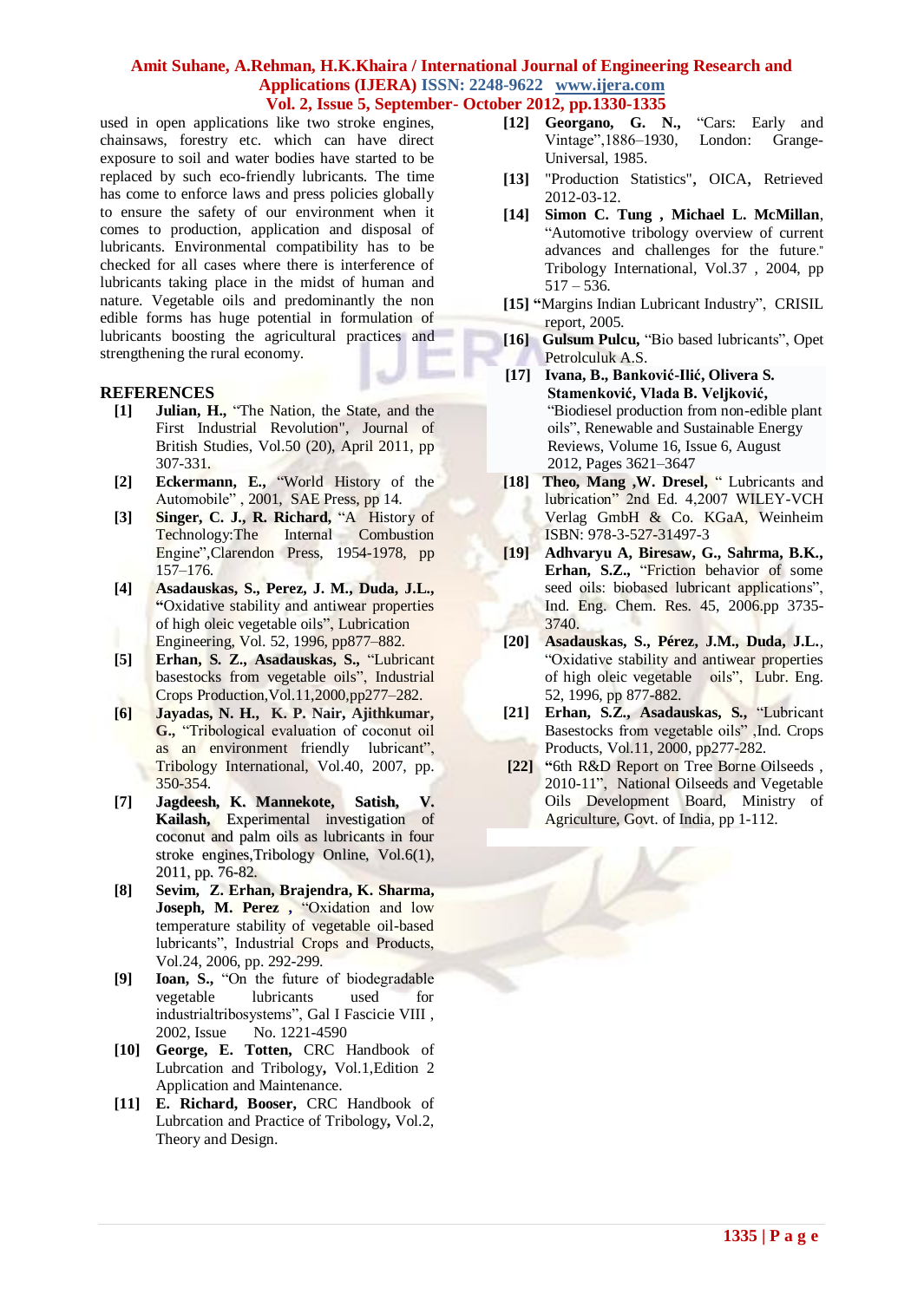used in open applications like two stroke engines, chainsaws, forestry etc. which can have direct exposure to soil and water bodies have started to be replaced by such eco-friendly lubricants. The time has come to enforce laws and press policies globally to ensure the safety of our environment when it comes to production, application and disposal of lubricants. Environmental compatibility has to be checked for all cases where there is interference of lubricants taking place in the midst of human and nature. Vegetable oils and predominantly the non edible forms has huge potential in formulation of lubricants boosting the agricultural practices and strengthening the rural economy.

## REFERENCES

[1] **Julian, H.,** "The Nation, the State, and the First Industrial Revolution", Journal of British Studies, Vol.50 (20), April 2011, pp 307-331.

[2] **Eckermann, E.,** "World History of the Automobile" , 2001, SAE Press, pp 14.

[3] **Singer, C. J., R. Richard,** "A History of Technology:The Internal Combustion Engine",Clarendon Press, 1954-1978, pp 157–176.

[4] **Asadauskas, S., Perez, J. M., Duda, J.L., "**Oxidative stability and antiwear properties of high oleic vegetable oils", Lubrication Engineering, Vol. 52, 1996, pp877–882.

[5] **Erhan, S. Z., Asadauskas, S.,** "Lubricant basestocks from vegetable oils", Industrial Crops Production,Vol.11,2000,pp277–282.

[6] **Jayadas, N. H., K. P. Nair, Ajithkumar, G.,** "Tribological evaluation of coconut oil as an environment friendly lubricant", Tribology International, Vol.40, 2007, pp. 350-354.

[7] **Jagdeesh, K. Mannekote, Satish, V. Kailash,** Experimental investigation of coconut and palm oils as lubricants in four stroke engines,Tribology Online, Vol.6(1), 2011, pp. 76-82.

[8] **Sevim, Z. Erhan, Brajendra, K. Sharma, Joseph, M. Perez ,** "Oxidation and low temperature stability of vegetable oil-based lubricants", Industrial Crops and Products, Vol.24, 2006, pp. 292-299.

[9] **Ioan, S.,** "On the future of biodegradable vegetable lubricants used for industrialtribosystems", Gal I Fascicie VIII , 2002, Issue No. 1221-4590

[10] **George, E. Totten,** CRC Handbook of Lubrcation and Tribology**,** Vol.1,Edition 2 Application and Maintenance.

[11] **E. Richard, Booser,** CRC Handbook of Lubrcation and Practice of Tribology**,** Vol.2, Theory and Design.

[12] **Georgano, G. N.,** "Cars: Early and Vintage",1886–1930, London: Grange-Universal, 1985.

[13] "Production Statistics", OICA, Retrieved 2012-03-12.

[14] **Simon C. Tung , Michael L. McMillan**, "Automotive tribology overview of current advances and challenges for the future." Tribology International, Vol.37 , 2004, pp 517 – 536.

[15] **"**Margins Indian Lubricant Industry", CRISIL report, 2005.

[16] **Gulsum Pulcu,** "Bio based lubricants", Opet Petrolculuk A.S.

[17] **Ivana, B., Banković-Ilić, Olivera S. Stamenković, Vlada B. Veljković,** "Biodiesel production from non-edible plant oils", Renewable and Sustainable Energy Reviews, Volume 16, Issue 6, August 2012, Pages 3621–3647

[18] **Theo, Mang ,W. Dresel,** " Lubricants and lubrication" 2nd Ed. 4,2007 WILEY-VCH Verlag GmbH & Co. KGaA, Weinheim ISBN: 978-3-527-31497-3

[19] **Adhvaryu A, Biresaw, G., Sahrma, B.K., Erhan, S.Z.,** "Friction behavior of some seed oils: biobased lubricant applications", Ind. Eng. Chem. Res. 45, 2006.pp 3735-3740.

[20] **Asadauskas, S., Pérez, J.M., Duda, J.L.**, "Oxidative stability and antiwear properties of high oleic vegetable oils", Lubr. Eng. 52, 1996, pp 877-882.

[21] **Erhan, S.Z., Asadauskas, S.,** "Lubricant Basestocks from vegetable oils" ,Ind. Crops Products, Vol.11, 2000, pp277-282.

[22] **"**6th R&D Report on Tree Borne Oilseeds , 2010-11", National Oilseeds and Vegetable Oils Development Board, Ministry of Agriculture, Govt. of India, pp 1-112.